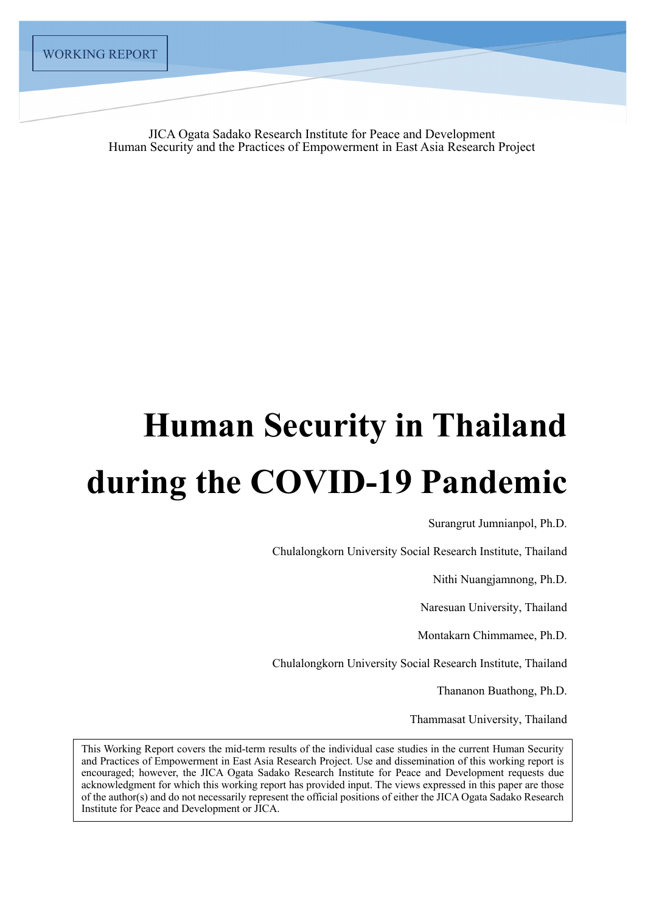WORKING REPORT

JICA Ogata Sadako Research Institute for Peace and Development
Human Security and the Practices of Empowerment in East Asia Research Project

# Human Security in Thailand during the COVID-19 Pandemic

Surangrut Jumnianpol, Ph.D.

Chulalongkorn University Social Research Institute, Thailand

Nithi Nuangjamnong, Ph.D.

Naresuan University, Thailand

Montakarn Chimmamee, Ph.D.

Chulalongkorn University Social Research Institute, Thailand

Thananon Buathong, Ph.D.

Thammasat University, Thailand

This Working Report covers the mid-term results of the individual case studies in the current Human Security and Practices of Empowerment in East Asia Research Project. Use and dissemination of this working report is encouraged; however, the JICA Ogata Sadako Research Institute for Peace and Development requests due acknowledgment for which this working report has provided input. The views expressed in this paper are those of the author(s) and do not necessarily represent the official positions of either the JICA Ogata Sadako Research Institute for Peace and Development or JICA.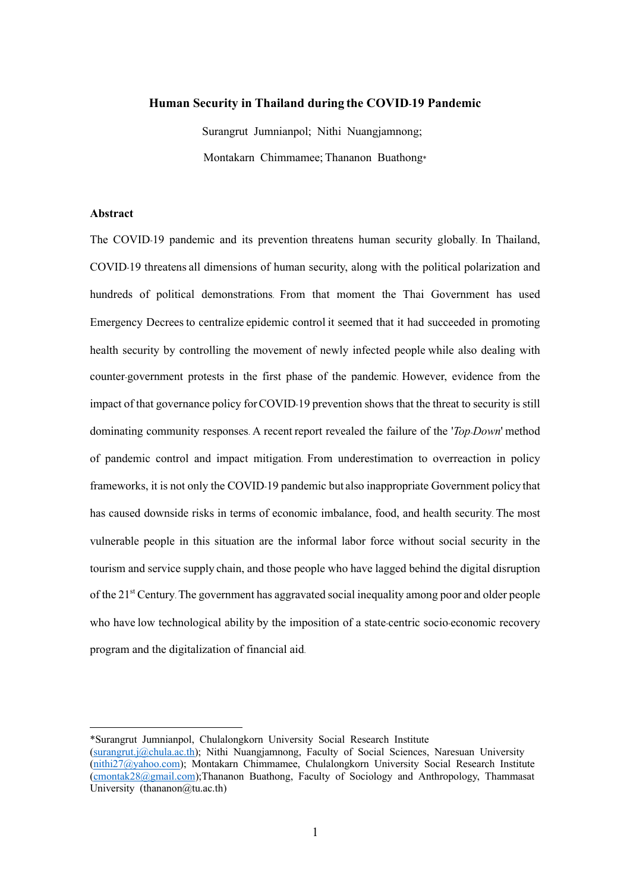**Human Security in Thailand during the COVID-19 Pandemic**

Surangrut Jumnianpol; Nithi Nuangjamnong;

Montakarn Chimmamee; Thananon Buathong*

**Abstract**

The COVID-19 pandemic and its prevention threatens human security globally. In Thailand, COVID-19 threatens all dimensions of human security, along with the political polarization and hundreds of political demonstrations. From that moment the Thai Government has used Emergency Decrees to centralize epidemic control it seemed that it had succeeded in promoting health security by controlling the movement of newly infected people while also dealing with counter-government protests in the first phase of the pandemic. However, evidence from the impact of that governance policy for COVID-19 prevention shows that the threat to security is still dominating community responses. A recent report revealed the failure of the '*Top-Down*' method of pandemic control and impact mitigation. From underestimation to overreaction in policy frameworks, it is not only the COVID-19 pandemic but also inappropriate Government policy that has caused downside risks in terms of economic imbalance, food, and health security. The most vulnerable people in this situation are the informal labor force without social security in the tourism and service supply chain, and those people who have lagged behind the digital disruption of the 21st Century. The government has aggravated social inequality among poor and older people who have low technological ability by the imposition of a state-centric socio-economic recovery program and the digitalization of financial aid.

---

*Surangrut Jumnianpol, Chulalongkorn University Social Research Institute (surangrut.j@chula.ac.th); Nithi Nuangjamnong, Faculty of Social Sciences, Naresuan University (nithi27@yahoo.com); Montakarn Chimmamee, Chulalongkorn University Social Research Institute (cmontak28@gmail.com);Thananon Buathong, Faculty of Sociology and Anthropology, Thammasat University (thananon@tu.ac.th)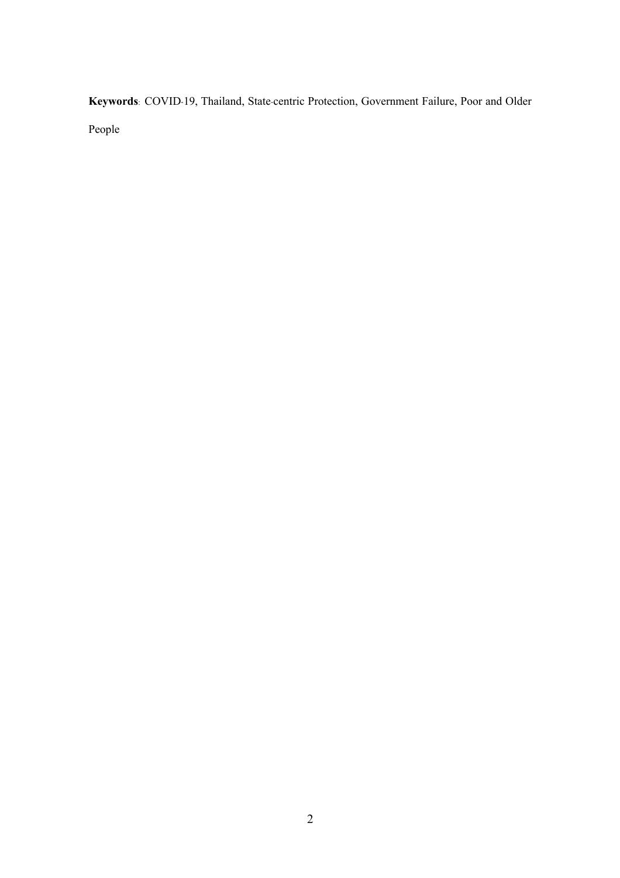**Keywords**: COVID-19, Thailand, State-centric Protection, Government Failure, Poor and Older People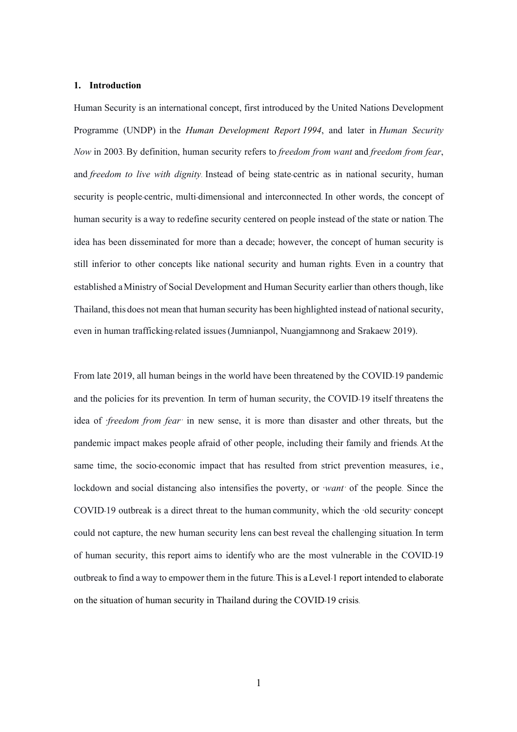## 1. Introduction

Human Security is an international concept, first introduced by the United Nations Development Programme (UNDP) in the *Human Development Report 1994*, and later in *Human Security Now* in 2003. By definition, human security refers to *freedom from want* and *freedom from fear*, and *freedom to live with dignity*. Instead of being state-centric as in national security, human security is people-centric, multi-dimensional and interconnected. In other words, the concept of human security is a way to redefine security centered on people instead of the state or nation. The idea has been disseminated for more than a decade; however, the concept of human security is still inferior to other concepts like national security and human rights. Even in a country that established a Ministry of Social Development and Human Security earlier than others though, like Thailand, this does not mean that human security has been highlighted instead of national security, even in human trafficking-related issues (Jumnianpol, Nuangjamnong and Srakaew 2019).

From late 2019, all human beings in the world have been threatened by the COVID-19 pandemic and the policies for its prevention. In term of human security, the COVID-19 itself threatens the idea of '*freedom from fear*' in new sense, it is more than disaster and other threats, but the pandemic impact makes people afraid of other people, including their family and friends. At the same time, the socio-economic impact that has resulted from strict prevention measures, i.e., lockdown and social distancing also intensifies the poverty, or '*want*' of the people. Since the COVID-19 outbreak is a direct threat to the human community, which the 'old security' concept could not capture, the new human security lens can best reveal the challenging situation. In term of human security, this report aims to identify who are the most vulnerable in the COVID-19 outbreak to find a way to empower them in the future. This is a Level-1 report intended to elaborate on the situation of human security in Thailand during the COVID-19 crisis.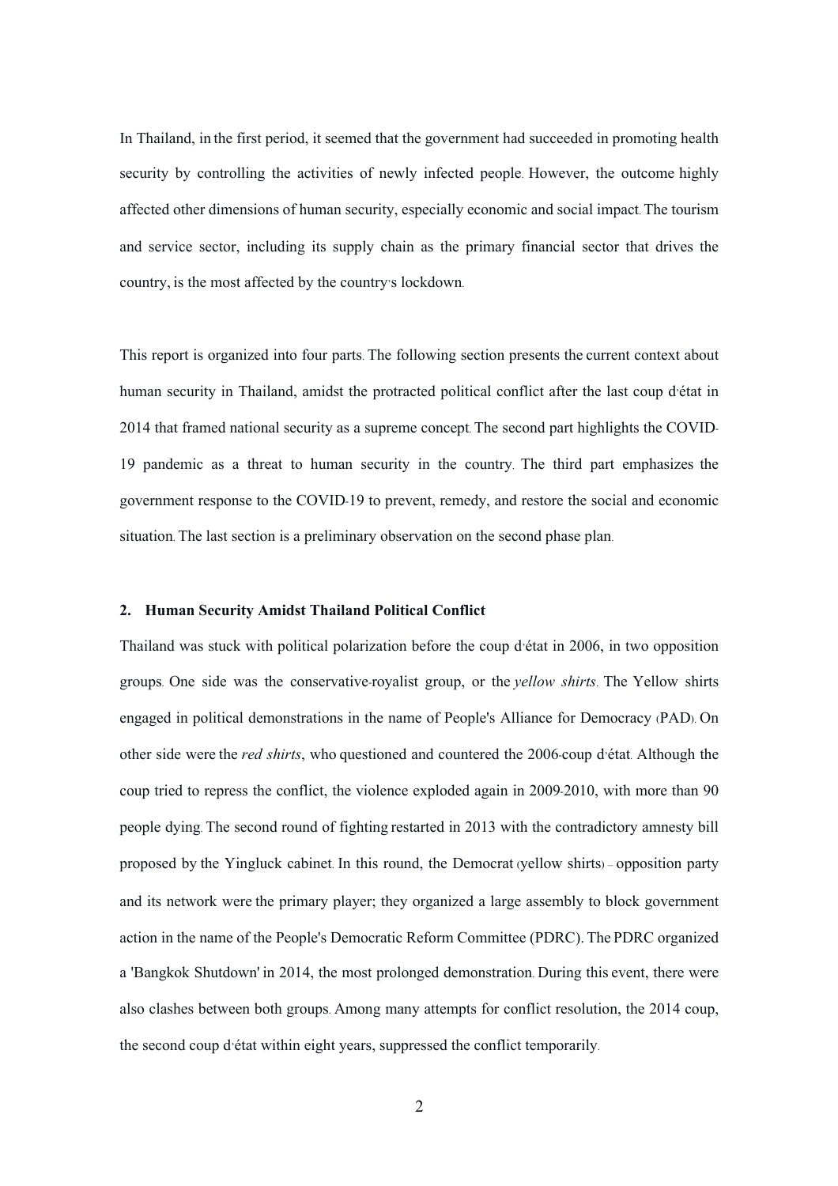In Thailand, in the first period, it seemed that the government had succeeded in promoting health security by controlling the activities of newly infected people. However, the outcome highly affected other dimensions of human security, especially economic and social impact. The tourism and service sector, including its supply chain as the primary financial sector that drives the country, is the most affected by the country's lockdown.

This report is organized into four parts. The following section presents the current context about human security in Thailand, amidst the protracted political conflict after the last coup d'état in 2014 that framed national security as a supreme concept. The second part highlights the COVID-19 pandemic as a threat to human security in the country. The third part emphasizes the government response to the COVID-19 to prevent, remedy, and restore the social and economic situation. The last section is a preliminary observation on the second phase plan.

## 2. Human Security Amidst Thailand Political Conflict

Thailand was stuck with political polarization before the coup d'état in 2006, in two opposition groups. One side was the conservative-royalist group, or the *yellow shirts*. The Yellow shirts engaged in political demonstrations in the name of People's Alliance for Democracy (PAD). On other side were the *red shirts*, who questioned and countered the 2006-coup d'état. Although the coup tried to repress the conflict, the violence exploded again in 2009-2010, with more than 90 people dying. The second round of fighting restarted in 2013 with the contradictory amnesty bill proposed by the Yingluck cabinet. In this round, the Democrat (yellow shirts) – opposition party and its network were the primary player; they organized a large assembly to block government action in the name of the People's Democratic Reform Committee (PDRC). The PDRC organized a 'Bangkok Shutdown' in 2014, the most prolonged demonstration. During this event, there were also clashes between both groups. Among many attempts for conflict resolution, the 2014 coup, the second coup d'état within eight years, suppressed the conflict temporarily.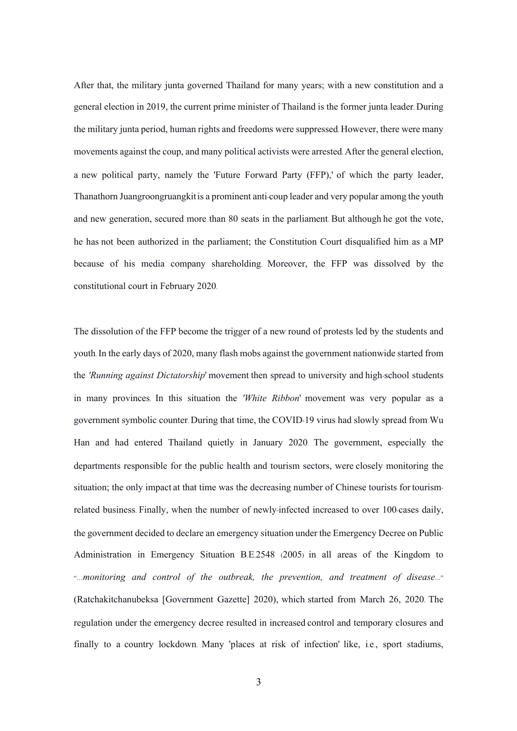After that, the military junta governed Thailand for many years; with a new constitution and a general election in 2019, the current prime minister of Thailand is the former junta leader. During the military junta period, human rights and freedoms were suppressed. However, there were many movements against the coup, and many political activists were arrested. After the general election, a new political party, namely the 'Future Forward Party (FFP),' of which the party leader, Thanathorn Juangroongruangkit is a prominent anti-coup leader and very popular among the youth and new generation, secured more than 80 seats in the parliament. But although he got the vote, he has not been authorized in the parliament; the Constitution Court disqualified him as a MP because of his media company shareholding. Moreover, the FFP was dissolved by the constitutional court in February 2020.

The dissolution of the FFP become the trigger of a new round of protests led by the students and youth. In the early days of 2020, many flash mobs against the government nationwide started from the *'Running against Dictatorship*' movement then spread to university and high-school students in many provinces. In this situation the *'White Ribbon*' movement was very popular as a government symbolic counter. During that time, the COVID-19 virus had slowly spread from Wu Han and had entered Thailand quietly in January 2020. The government, especially the departments responsible for the public health and tourism sectors, were closely monitoring the situation; the only impact at that time was the decreasing number of Chinese tourists for tourism-related business. Finally, when the number of newly-infected increased to over 100-cases daily, the government decided to declare an emergency situation under the Emergency Decree on Public Administration in Emergency Situation B.E.2548 (2005) in all areas of the Kingdom to "*...monitoring and control of the outbreak, the prevention, and treatment of disease...*" (Ratchakitchanubeksa [Government Gazette] 2020), which started from March 26, 2020. The regulation under the emergency decree resulted in increased control and temporary closures and finally to a country lockdown. Many 'places at risk of infection' like, i.e., sport stadiums,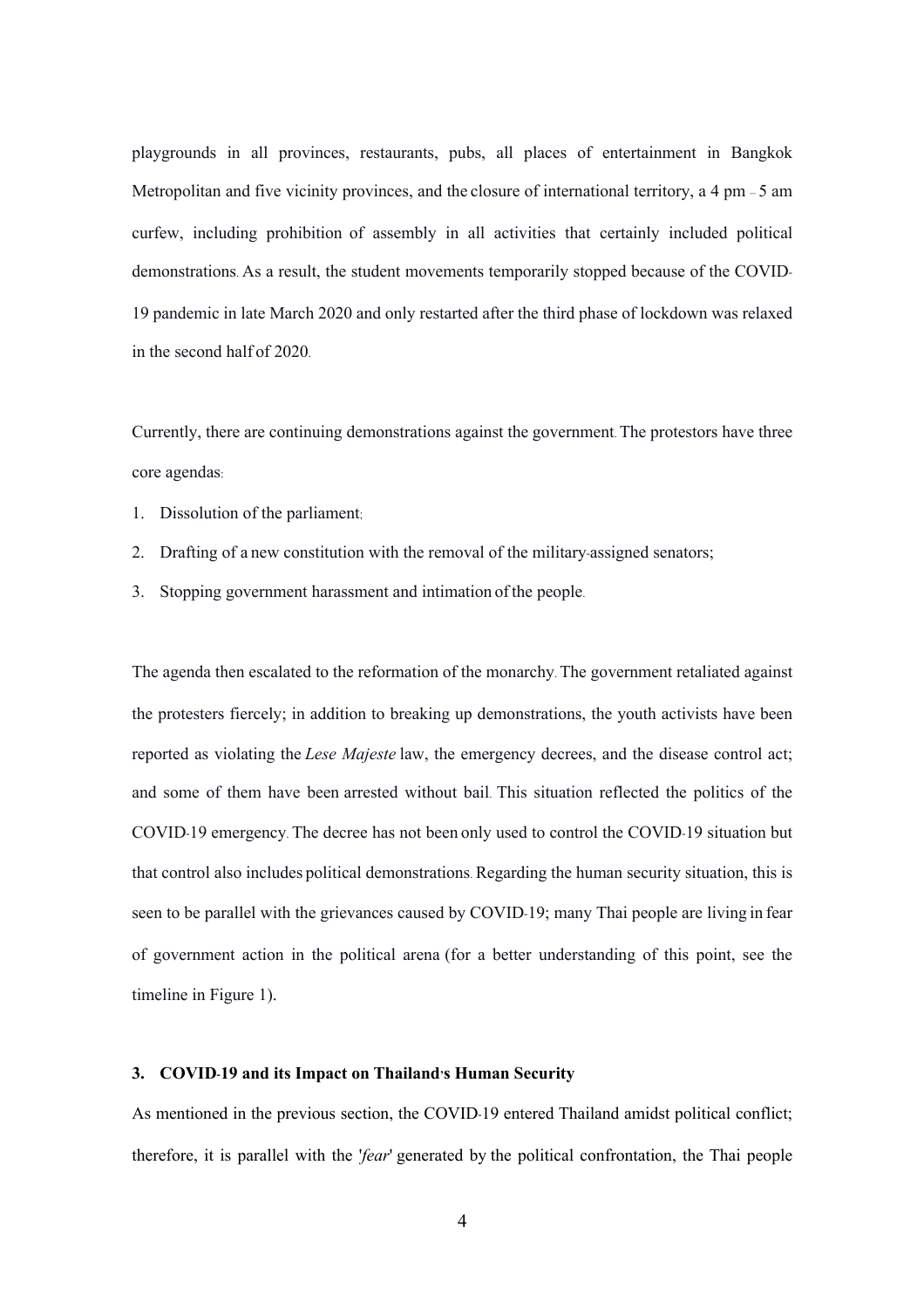playgrounds in all provinces, restaurants, pubs, all places of entertainment in Bangkok Metropolitan and five vicinity provinces, and the closure of international territory, a 4 pm – 5 am curfew, including prohibition of assembly in all activities that certainly included political demonstrations. As a result, the student movements temporarily stopped because of the COVID-19 pandemic in late March 2020 and only restarted after the third phase of lockdown was relaxed in the second half of 2020.

Currently, there are continuing demonstrations against the government. The protestors have three core agendas:

1. Dissolution of the parliament;
2. Drafting of a new constitution with the removal of the military-assigned senators;
3. Stopping government harassment and intimation of the people.

The agenda then escalated to the reformation of the monarchy. The government retaliated against the protesters fiercely; in addition to breaking up demonstrations, the youth activists have been reported as violating the *Lese Majeste* law, the emergency decrees, and the disease control act; and some of them have been arrested without bail. This situation reflected the politics of the COVID-19 emergency. The decree has not been only used to control the COVID-19 situation but that control also includes political demonstrations. Regarding the human security situation, this is seen to be parallel with the grievances caused by COVID-19; many Thai people are living in fear of government action in the political arena (for a better understanding of this point, see the timeline in Figure 1).

## 3. COVID-19 and its Impact on Thailand's Human Security

As mentioned in the previous section, the COVID-19 entered Thailand amidst political conflict; therefore, it is parallel with the '*fear*' generated by the political confrontation, the Thai people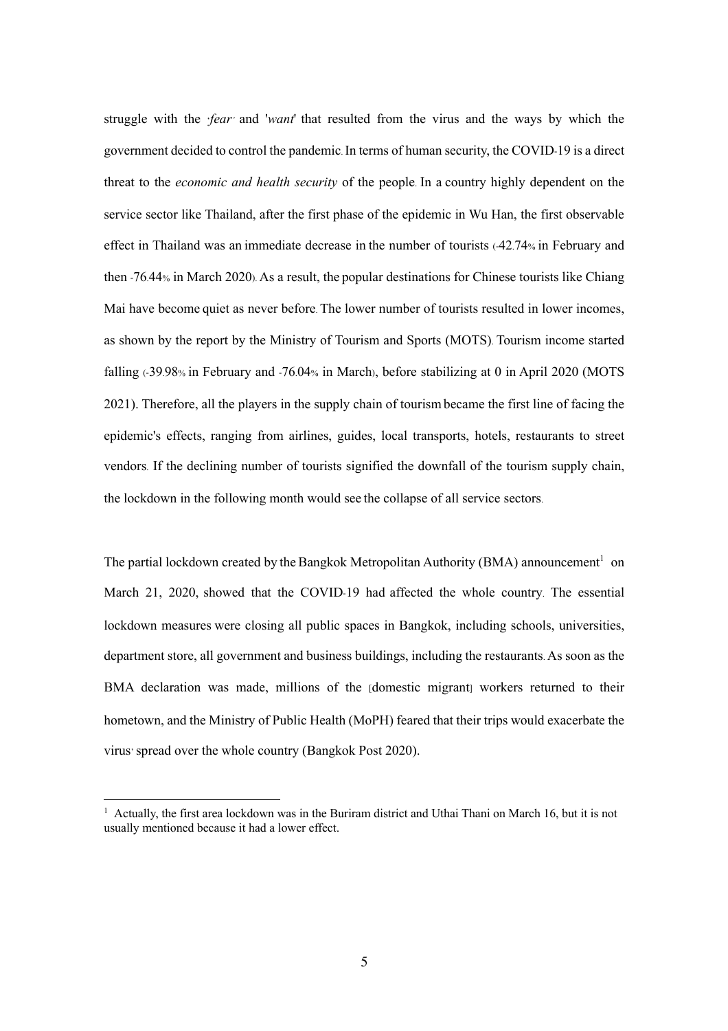struggle with the '*fear*' and '*want*' that resulted from the virus and the ways by which the government decided to control the pandemic. In terms of human security, the COVID-19 is a direct threat to the *economic and health security* of the people. In a country highly dependent on the service sector like Thailand, after the first phase of the epidemic in Wu Han, the first observable effect in Thailand was an immediate decrease in the number of tourists (-42.74% in February and then -76.44% in March 2020). As a result, the popular destinations for Chinese tourists like Chiang Mai have become quiet as never before. The lower number of tourists resulted in lower incomes, as shown by the report by the Ministry of Tourism and Sports (MOTS). Tourism income started falling (-39.98% in February and -76.04% in March), before stabilizing at 0 in April 2020 (MOTS 2021). Therefore, all the players in the supply chain of tourism became the first line of facing the epidemic's effects, ranging from airlines, guides, local transports, hotels, restaurants to street vendors. If the declining number of tourists signified the downfall of the tourism supply chain, the lockdown in the following month would see the collapse of all service sectors.

The partial lockdown created by the Bangkok Metropolitan Authority (BMA) announcement[1] on March 21, 2020, showed that the COVID-19 had affected the whole country. The essential lockdown measures were closing all public spaces in Bangkok, including schools, universities, department store, all government and business buildings, including the restaurants. As soon as the BMA declaration was made, millions of the [domestic migrant] workers returned to their hometown, and the Ministry of Public Health (MoPH) feared that their trips would exacerbate the virus' spread over the whole country (Bangkok Post 2020).

---

[1] Actually, the first area lockdown was in the Buriram district and Uthai Thani on March 16, but it is not usually mentioned because it had a lower effect.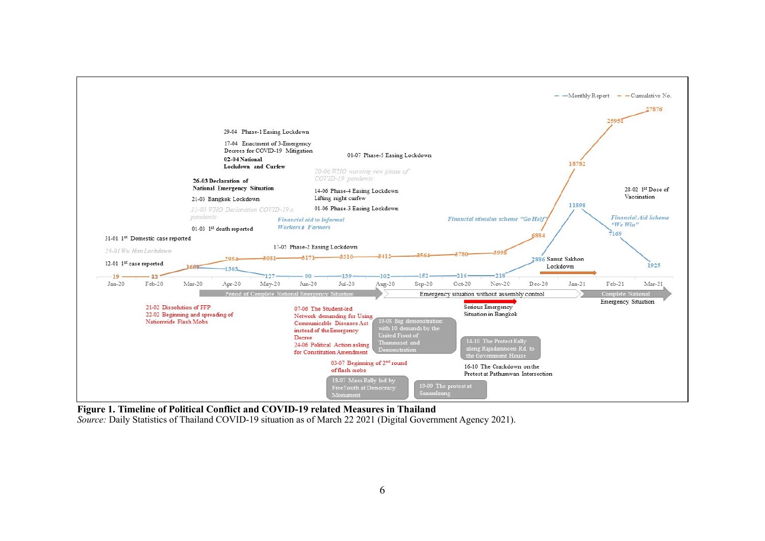**Figure 1. Timeline of Political Conflict and COVID-19 related Measures in Thailand**

*Source:* Daily Statistics of Thailand COVID-19 situation as of March 22 2021 (Digital Government Agency 2021).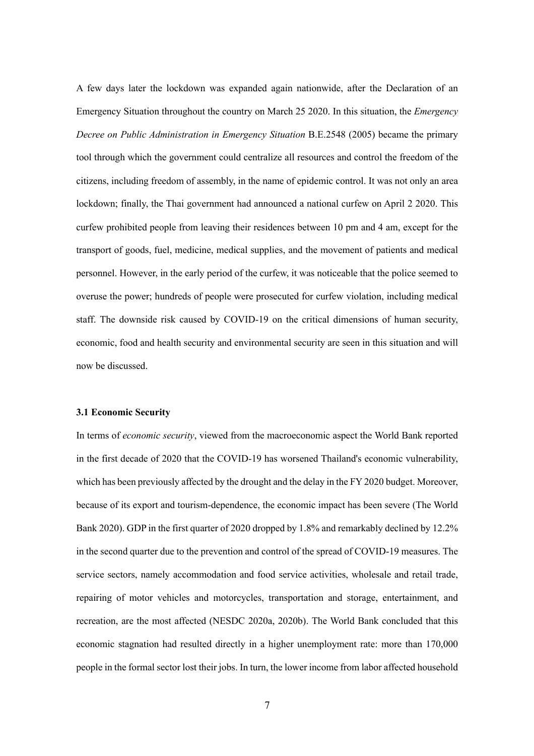A few days later the lockdown was expanded again nationwide, after the Declaration of an Emergency Situation throughout the country on March 25 2020. In this situation, the *Emergency Decree on Public Administration in Emergency Situation* B.E.2548 (2005) became the primary tool through which the government could centralize all resources and control the freedom of the citizens, including freedom of assembly, in the name of epidemic control. It was not only an area lockdown; finally, the Thai government had announced a national curfew on April 2 2020. This curfew prohibited people from leaving their residences between 10 pm and 4 am, except for the transport of goods, fuel, medicine, medical supplies, and the movement of patients and medical personnel. However, in the early period of the curfew, it was noticeable that the police seemed to overuse the power; hundreds of people were prosecuted for curfew violation, including medical staff. The downside risk caused by COVID-19 on the critical dimensions of human security, economic, food and health security and environmental security are seen in this situation and will now be discussed.

### 3.1 Economic Security

In terms of *economic security*, viewed from the macroeconomic aspect the World Bank reported in the first decade of 2020 that the COVID-19 has worsened Thailand's economic vulnerability, which has been previously affected by the drought and the delay in the FY 2020 budget. Moreover, because of its export and tourism-dependence, the economic impact has been severe (The World Bank 2020). GDP in the first quarter of 2020 dropped by 1.8% and remarkably declined by 12.2% in the second quarter due to the prevention and control of the spread of COVID-19 measures. The service sectors, namely accommodation and food service activities, wholesale and retail trade, repairing of motor vehicles and motorcycles, transportation and storage, entertainment, and recreation, are the most affected (NESDC 2020a, 2020b). The World Bank concluded that this economic stagnation had resulted directly in a higher unemployment rate: more than 170,000 people in the formal sector lost their jobs. In turn, the lower income from labor affected household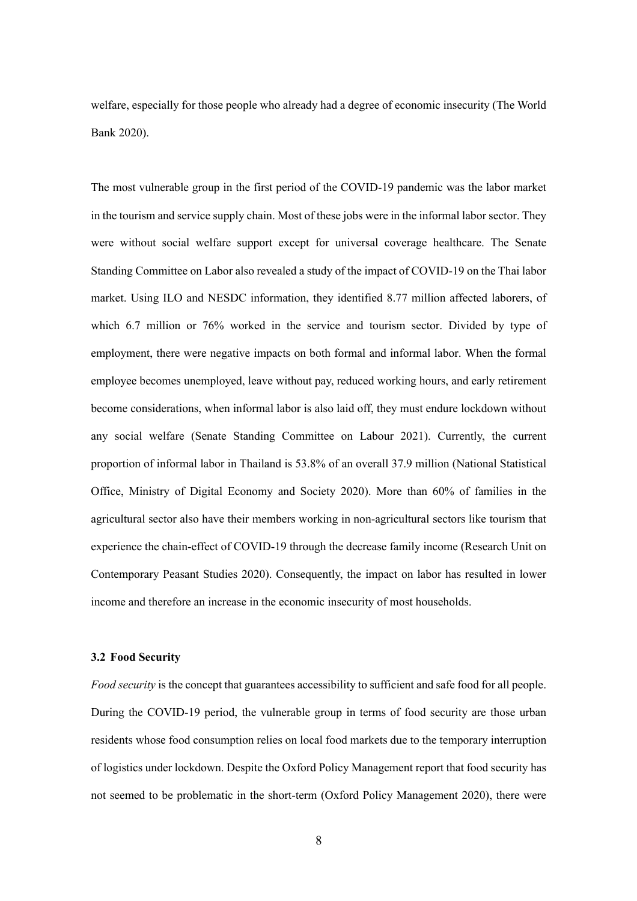welfare, especially for those people who already had a degree of economic insecurity (The World Bank 2020).

The most vulnerable group in the first period of the COVID-19 pandemic was the labor market in the tourism and service supply chain. Most of these jobs were in the informal labor sector. They were without social welfare support except for universal coverage healthcare. The Senate Standing Committee on Labor also revealed a study of the impact of COVID-19 on the Thai labor market. Using ILO and NESDC information, they identified 8.77 million affected laborers, of which 6.7 million or 76% worked in the service and tourism sector. Divided by type of employment, there were negative impacts on both formal and informal labor. When the formal employee becomes unemployed, leave without pay, reduced working hours, and early retirement become considerations, when informal labor is also laid off, they must endure lockdown without any social welfare (Senate Standing Committee on Labour 2021). Currently, the current proportion of informal labor in Thailand is 53.8% of an overall 37.9 million (National Statistical Office, Ministry of Digital Economy and Society 2020). More than 60% of families in the agricultural sector also have their members working in non-agricultural sectors like tourism that experience the chain-effect of COVID-19 through the decrease family income (Research Unit on Contemporary Peasant Studies 2020). Consequently, the impact on labor has resulted in lower income and therefore an increase in the economic insecurity of most households.

### 3.2 Food Security

*Food security* is the concept that guarantees accessibility to sufficient and safe food for all people. During the COVID-19 period, the vulnerable group in terms of food security are those urban residents whose food consumption relies on local food markets due to the temporary interruption of logistics under lockdown. Despite the Oxford Policy Management report that food security has not seemed to be problematic in the short-term (Oxford Policy Management 2020), there were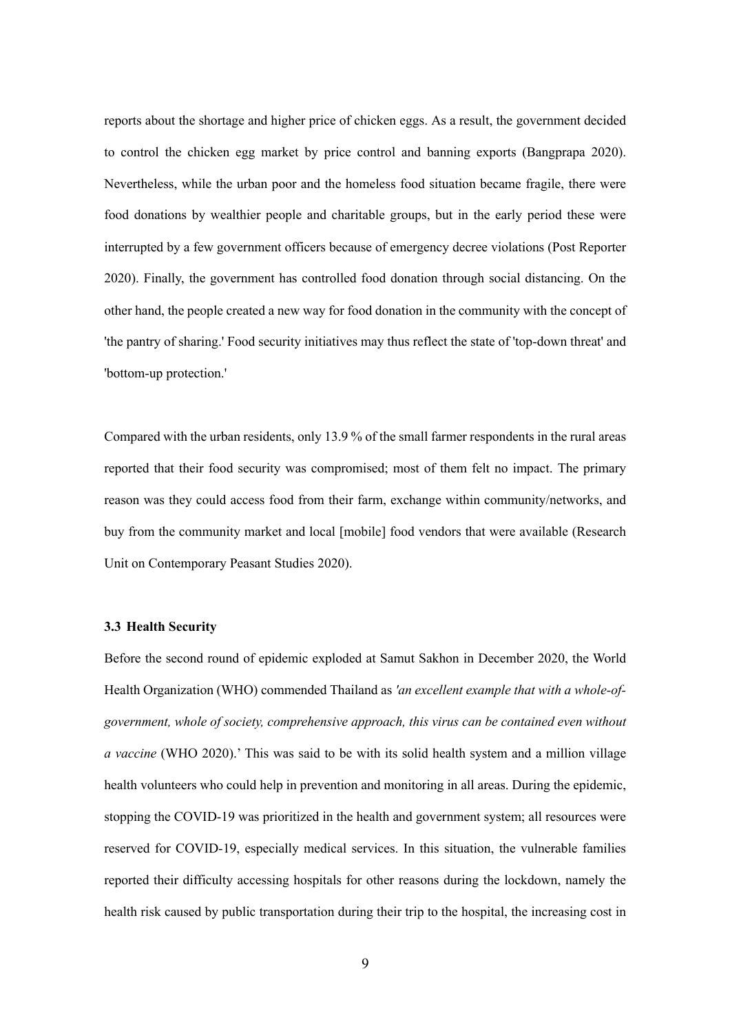reports about the shortage and higher price of chicken eggs. As a result, the government decided to control the chicken egg market by price control and banning exports (Bangprapa 2020). Nevertheless, while the urban poor and the homeless food situation became fragile, there were food donations by wealthier people and charitable groups, but in the early period these were interrupted by a few government officers because of emergency decree violations (Post Reporter 2020). Finally, the government has controlled food donation through social distancing. On the other hand, the people created a new way for food donation in the community with the concept of 'the pantry of sharing.' Food security initiatives may thus reflect the state of 'top-down threat' and 'bottom-up protection.'

Compared with the urban residents, only 13.9 % of the small farmer respondents in the rural areas reported that their food security was compromised; most of them felt no impact. The primary reason was they could access food from their farm, exchange within community/networks, and buy from the community market and local [mobile] food vendors that were available (Research Unit on Contemporary Peasant Studies 2020).

### 3.3 Health Security

Before the second round of epidemic exploded at Samut Sakhon in December 2020, the World Health Organization (WHO) commended Thailand as *'an excellent example that with a whole-of-government, whole of society, comprehensive approach, this virus can be contained even without a vaccine* (WHO 2020).' This was said to be with its solid health system and a million village health volunteers who could help in prevention and monitoring in all areas. During the epidemic, stopping the COVID-19 was prioritized in the health and government system; all resources were reserved for COVID-19, especially medical services. In this situation, the vulnerable families reported their difficulty accessing hospitals for other reasons during the lockdown, namely the health risk caused by public transportation during their trip to the hospital, the increasing cost in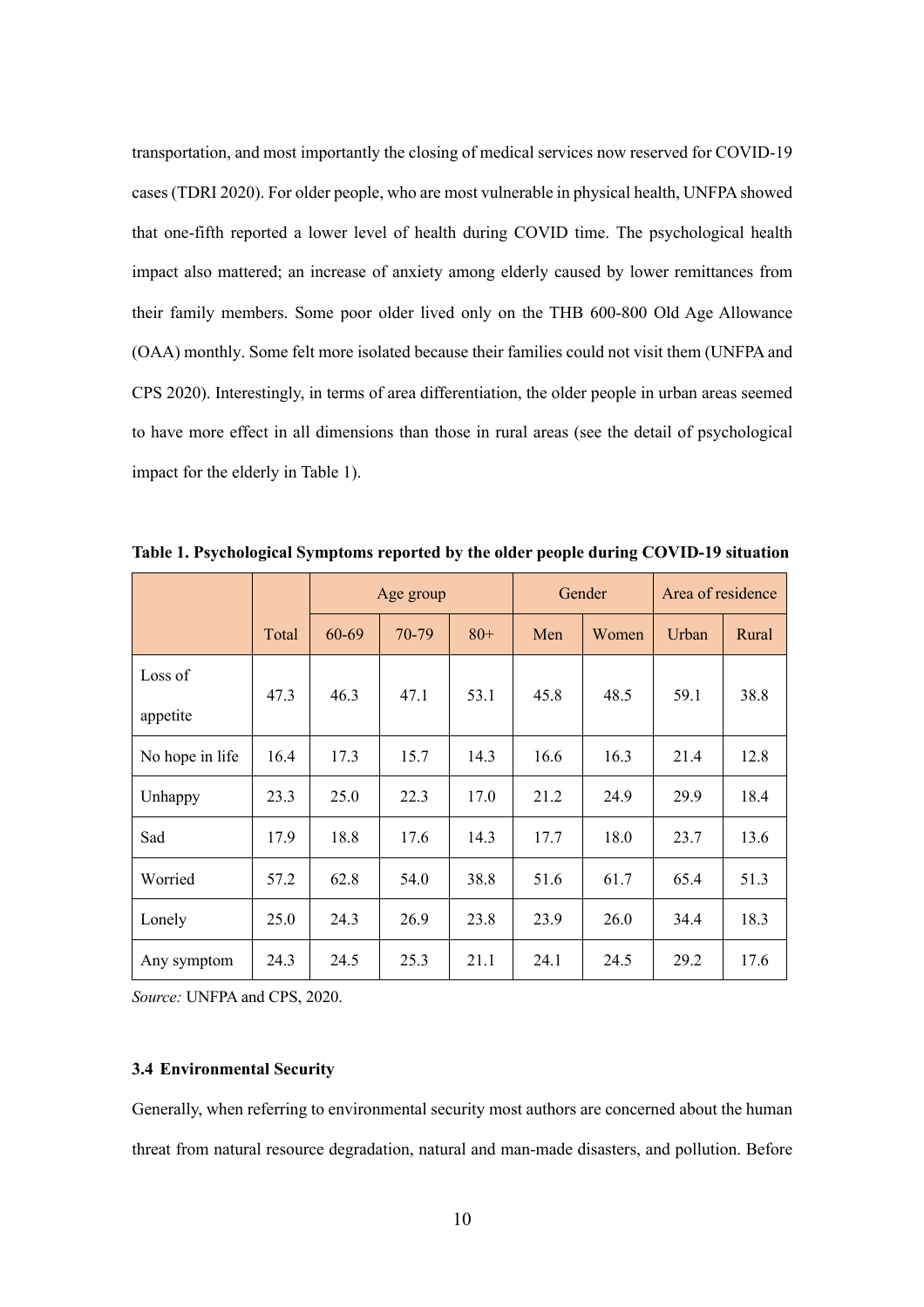transportation, and most importantly the closing of medical services now reserved for COVID-19 cases (TDRI 2020). For older people, who are most vulnerable in physical health, UNFPA showed that one-fifth reported a lower level of health during COVID time. The psychological health impact also mattered; an increase of anxiety among elderly caused by lower remittances from their family members. Some poor older lived only on the THB 600-800 Old Age Allowance (OAA) monthly. Some felt more isolated because their families could not visit them (UNFPA and CPS 2020). Interestingly, in terms of area differentiation, the older people in urban areas seemed to have more effect in all dimensions than those in rural areas (see the detail of psychological impact for the elderly in Table 1).

**Table 1. Psychological Symptoms reported by the older people during COVID-19 situation**

| | | Age group | | | Gender | | Area of residence | |
|---|---|---|---|---|---|---|---|---|
| | Total | 60-69 | 70-79 | 80+ | Men | Women | Urban | Rural |
| Loss of appetite | 47.3 | 46.3 | 47.1 | 53.1 | 45.8 | 48.5 | 59.1 | 38.8 |
| No hope in life | 16.4 | 17.3 | 15.7 | 14.3 | 16.6 | 16.3 | 21.4 | 12.8 |
| Unhappy | 23.3 | 25.0 | 22.3 | 17.0 | 21.2 | 24.9 | 29.9 | 18.4 |
| Sad | 17.9 | 18.8 | 17.6 | 14.3 | 17.7 | 18.0 | 23.7 | 13.6 |
| Worried | 57.2 | 62.8 | 54.0 | 38.8 | 51.6 | 61.7 | 65.4 | 51.3 |
| Lonely | 25.0 | 24.3 | 26.9 | 23.8 | 23.9 | 26.0 | 34.4 | 18.3 |
| Any symptom | 24.3 | 24.5 | 25.3 | 21.1 | 24.1 | 24.5 | 29.2 | 17.6 |

*Source:* UNFPA and CPS, 2020.

### 3.4 Environmental Security

Generally, when referring to environmental security most authors are concerned about the human threat from natural resource degradation, natural and man-made disasters, and pollution. Before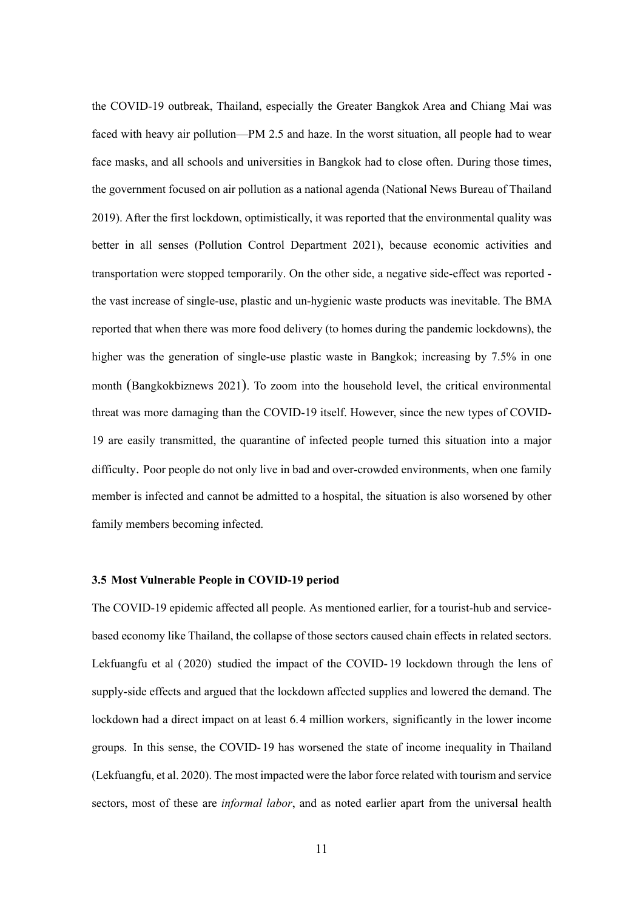the COVID-19 outbreak, Thailand, especially the Greater Bangkok Area and Chiang Mai was faced with heavy air pollution—PM 2.5 and haze. In the worst situation, all people had to wear face masks, and all schools and universities in Bangkok had to close often. During those times, the government focused on air pollution as a national agenda (National News Bureau of Thailand 2019). After the first lockdown, optimistically, it was reported that the environmental quality was better in all senses (Pollution Control Department 2021), because economic activities and transportation were stopped temporarily. On the other side, a negative side-effect was reported - the vast increase of single-use, plastic and un-hygienic waste products was inevitable. The BMA reported that when there was more food delivery (to homes during the pandemic lockdowns), the higher was the generation of single-use plastic waste in Bangkok; increasing by 7.5% in one month (Bangkokbiznews 2021). To zoom into the household level, the critical environmental threat was more damaging than the COVID-19 itself. However, since the new types of COVID-19 are easily transmitted, the quarantine of infected people turned this situation into a major difficulty. Poor people do not only live in bad and over-crowded environments, when one family member is infected and cannot be admitted to a hospital, the situation is also worsened by other family members becoming infected.

### 3.5 Most Vulnerable People in COVID-19 period

The COVID-19 epidemic affected all people. As mentioned earlier, for a tourist-hub and service-based economy like Thailand, the collapse of those sectors caused chain effects in related sectors. Lekfuangfu et al (2020) studied the impact of the COVID-19 lockdown through the lens of supply-side effects and argued that the lockdown affected supplies and lowered the demand. The lockdown had a direct impact on at least 6.4 million workers, significantly in the lower income groups. In this sense, the COVID-19 has worsened the state of income inequality in Thailand (Lekfuangfu, et al. 2020). The most impacted were the labor force related with tourism and service sectors, most of these are *informal labor*, and as noted earlier apart from the universal health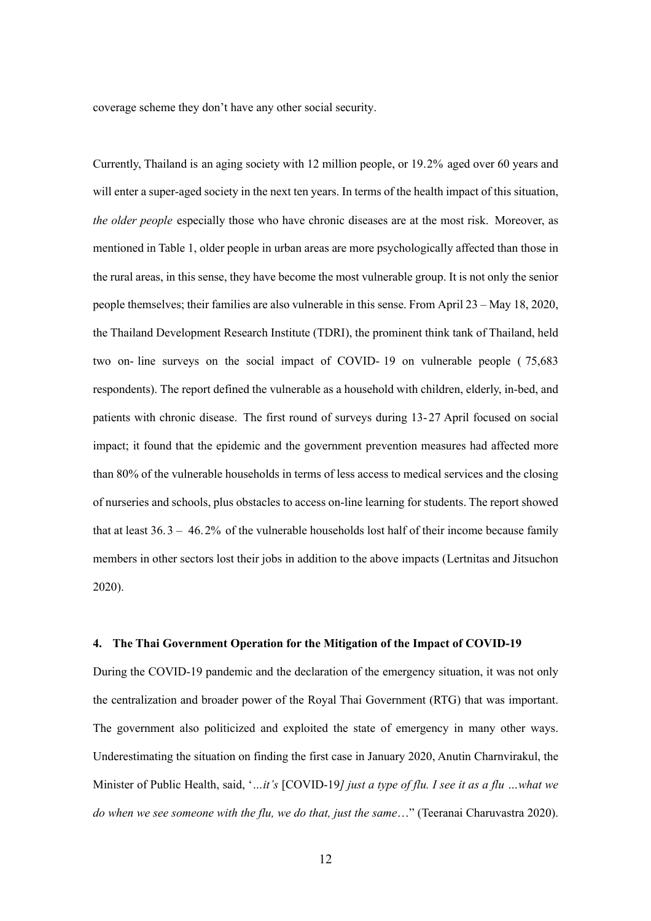coverage scheme they don't have any other social security.

Currently, Thailand is an aging society with 12 million people, or 19.2% aged over 60 years and will enter a super-aged society in the next ten years. In terms of the health impact of this situation, *the older people* especially those who have chronic diseases are at the most risk. Moreover, as mentioned in Table 1, older people in urban areas are more psychologically affected than those in the rural areas, in this sense, they have become the most vulnerable group. It is not only the senior people themselves; their families are also vulnerable in this sense. From April 23 – May 18, 2020, the Thailand Development Research Institute (TDRI), the prominent think tank of Thailand, held two on-line surveys on the social impact of COVID-19 on vulnerable people (75,683 respondents). The report defined the vulnerable as a household with children, elderly, in-bed, and patients with chronic disease. The first round of surveys during 13-27 April focused on social impact; it found that the epidemic and the government prevention measures had affected more than 80% of the vulnerable households in terms of less access to medical services and the closing of nurseries and schools, plus obstacles to access on-line learning for students. The report showed that at least 36.3 – 46.2% of the vulnerable households lost half of their income because family members in other sectors lost their jobs in addition to the above impacts (Lertnitas and Jitsuchon 2020).

#### 4. The Thai Government Operation for the Mitigation of the Impact of COVID-19

During the COVID-19 pandemic and the declaration of the emergency situation, it was not only the centralization and broader power of the Royal Thai Government (RTG) that was important. The government also politicized and exploited the state of emergency in many other ways. Underestimating the situation on finding the first case in January 2020, Anutin Charnvirakul, the Minister of Public Health, said, '*…it's* [COVID-19*] just a type of flu. I see it as a flu …what we do when we see someone with the flu, we do that, just the same*…" (Teeranai Charuvastra 2020).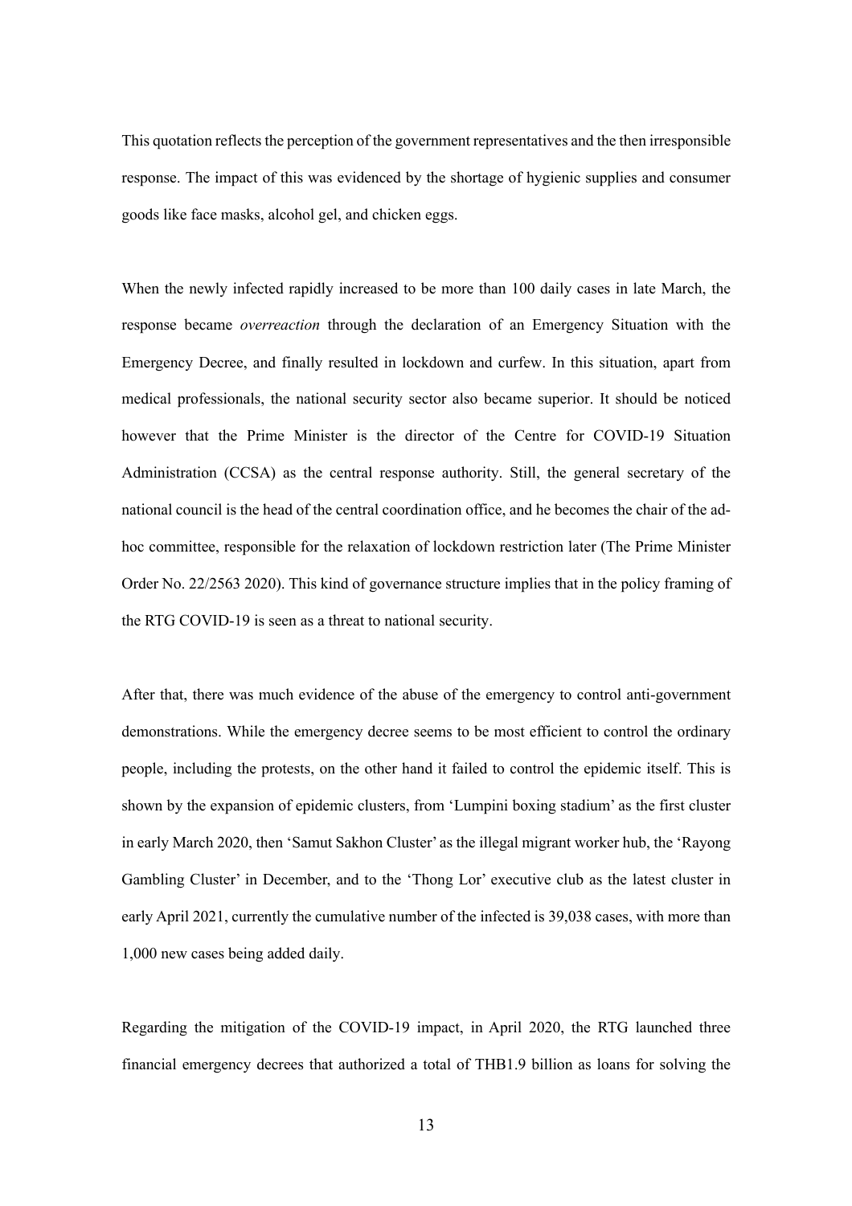This quotation reflects the perception of the government representatives and the then irresponsible response. The impact of this was evidenced by the shortage of hygienic supplies and consumer goods like face masks, alcohol gel, and chicken eggs.

When the newly infected rapidly increased to be more than 100 daily cases in late March, the response became *overreaction* through the declaration of an Emergency Situation with the Emergency Decree, and finally resulted in lockdown and curfew. In this situation, apart from medical professionals, the national security sector also became superior. It should be noticed however that the Prime Minister is the director of the Centre for COVID-19 Situation Administration (CCSA) as the central response authority. Still, the general secretary of the national council is the head of the central coordination office, and he becomes the chair of the ad-hoc committee, responsible for the relaxation of lockdown restriction later (The Prime Minister Order No. 22/2563 2020). This kind of governance structure implies that in the policy framing of the RTG COVID-19 is seen as a threat to national security.

After that, there was much evidence of the abuse of the emergency to control anti-government demonstrations. While the emergency decree seems to be most efficient to control the ordinary people, including the protests, on the other hand it failed to control the epidemic itself. This is shown by the expansion of epidemic clusters, from 'Lumpini boxing stadium' as the first cluster in early March 2020, then 'Samut Sakhon Cluster' as the illegal migrant worker hub, the 'Rayong Gambling Cluster' in December, and to the 'Thong Lor' executive club as the latest cluster in early April 2021, currently the cumulative number of the infected is 39,038 cases, with more than 1,000 new cases being added daily.

Regarding the mitigation of the COVID-19 impact, in April 2020, the RTG launched three financial emergency decrees that authorized a total of THB1.9 billion as loans for solving the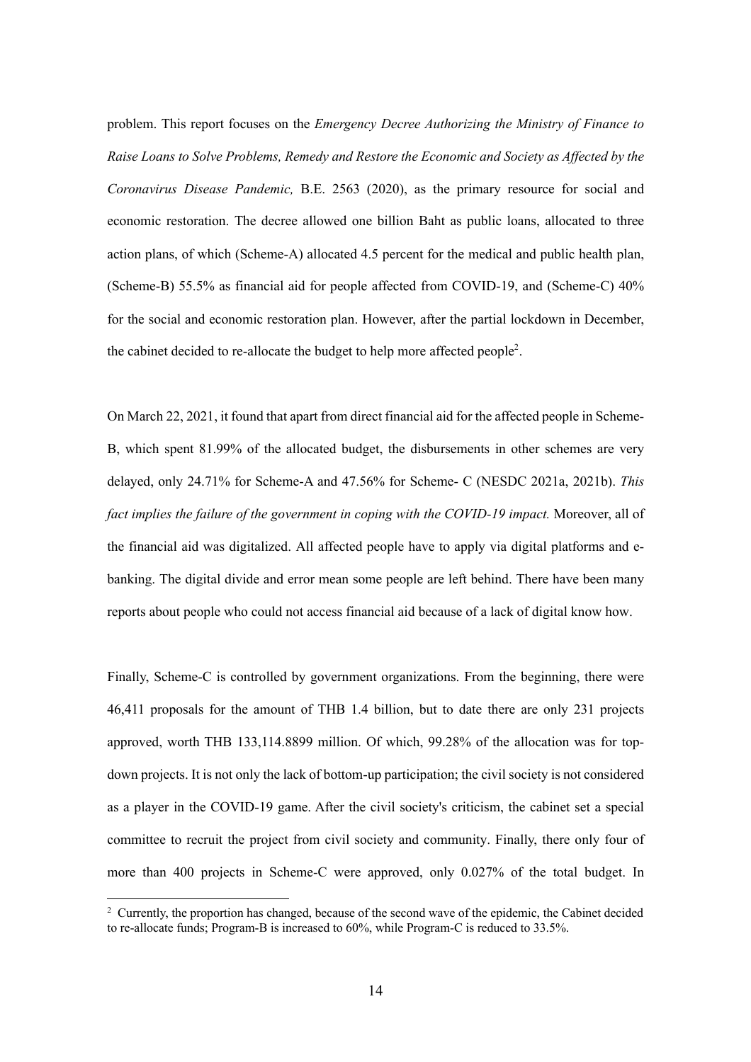problem. This report focuses on the *Emergency Decree Authorizing the Ministry of Finance to Raise Loans to Solve Problems, Remedy and Restore the Economic and Society as Affected by the Coronavirus Disease Pandemic,* B.E. 2563 (2020), as the primary resource for social and economic restoration. The decree allowed one billion Baht as public loans, allocated to three action plans, of which (Scheme-A) allocated 4.5 percent for the medical and public health plan, (Scheme-B) 55.5% as financial aid for people affected from COVID-19, and (Scheme-C) 40% for the social and economic restoration plan. However, after the partial lockdown in December, the cabinet decided to re-allocate the budget to help more affected people[2].

On March 22, 2021, it found that apart from direct financial aid for the affected people in Scheme-B, which spent 81.99% of the allocated budget, the disbursements in other schemes are very delayed, only 24.71% for Scheme-A and 47.56% for Scheme- C (NESDC 2021a, 2021b). *This fact implies the failure of the government in coping with the COVID-19 impact.* Moreover, all of the financial aid was digitalized. All affected people have to apply via digital platforms and e-banking. The digital divide and error mean some people are left behind. There have been many reports about people who could not access financial aid because of a lack of digital know how.

Finally, Scheme-C is controlled by government organizations. From the beginning, there were 46,411 proposals for the amount of THB 1.4 billion, but to date there are only 231 projects approved, worth THB 133,114.8899 million. Of which, 99.28% of the allocation was for top-down projects. It is not only the lack of bottom-up participation; the civil society is not considered as a player in the COVID-19 game. After the civil society's criticism, the cabinet set a special committee to recruit the project from civil society and community. Finally, there only four of more than 400 projects in Scheme-C were approved, only 0.027% of the total budget. In

[2] Currently, the proportion has changed, because of the second wave of the epidemic, the Cabinet decided to re-allocate funds; Program-B is increased to 60%, while Program-C is reduced to 33.5%.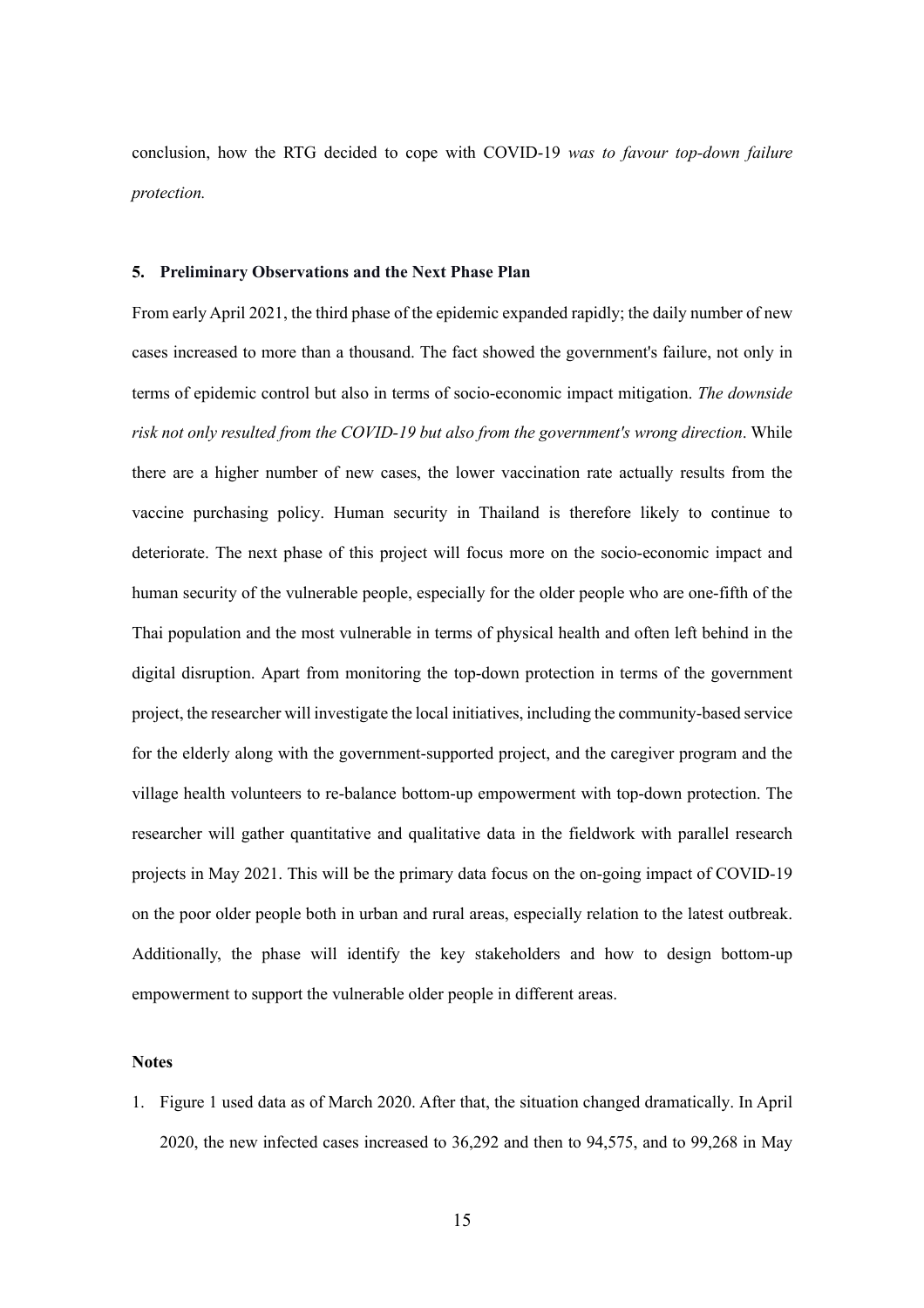conclusion, how the RTG decided to cope with COVID-19 *was to favour top-down failure protection.*

## 5. Preliminary Observations and the Next Phase Plan

From early April 2021, the third phase of the epidemic expanded rapidly; the daily number of new cases increased to more than a thousand. The fact showed the government's failure, not only in terms of epidemic control but also in terms of socio-economic impact mitigation. *The downside risk not only resulted from the COVID-19 but also from the government's wrong direction*. While there are a higher number of new cases, the lower vaccination rate actually results from the vaccine purchasing policy. Human security in Thailand is therefore likely to continue to deteriorate. The next phase of this project will focus more on the socio-economic impact and human security of the vulnerable people, especially for the older people who are one-fifth of the Thai population and the most vulnerable in terms of physical health and often left behind in the digital disruption. Apart from monitoring the top-down protection in terms of the government project, the researcher will investigate the local initiatives, including the community-based service for the elderly along with the government-supported project, and the caregiver program and the village health volunteers to re-balance bottom-up empowerment with top-down protection. The researcher will gather quantitative and qualitative data in the fieldwork with parallel research projects in May 2021. This will be the primary data focus on the on-going impact of COVID-19 on the poor older people both in urban and rural areas, especially relation to the latest outbreak. Additionally, the phase will identify the key stakeholders and how to design bottom-up empowerment to support the vulnerable older people in different areas.

### Notes

1. Figure 1 used data as of March 2020. After that, the situation changed dramatically. In April 2020, the new infected cases increased to 36,292 and then to 94,575, and to 99,268 in May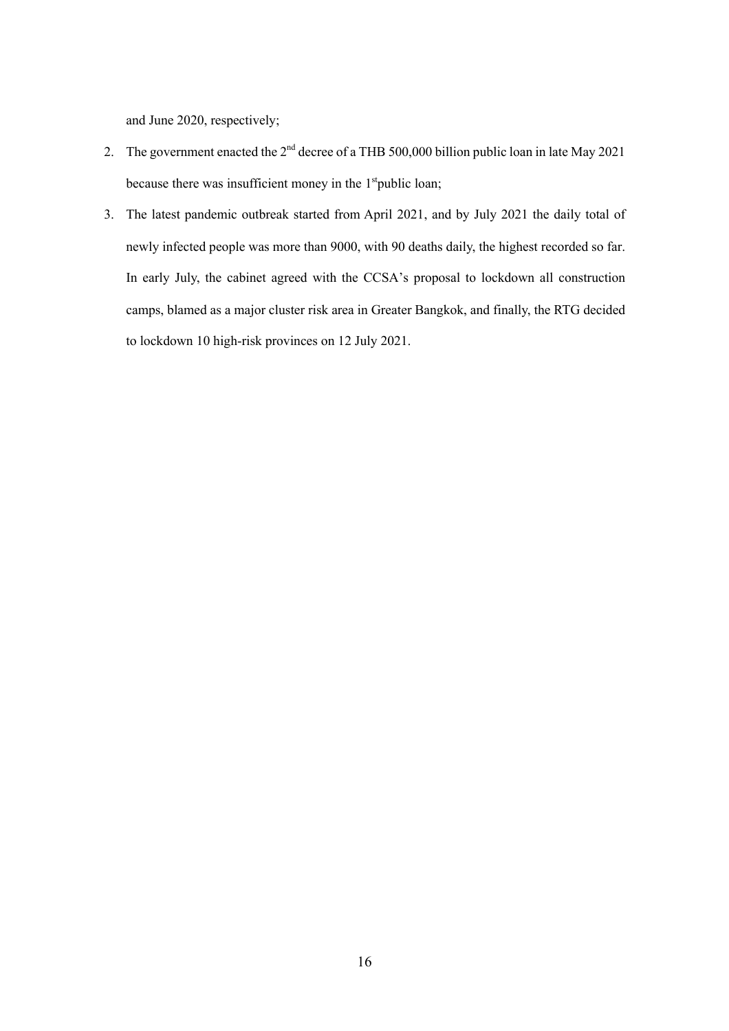and June 2020, respectively;

2. The government enacted the 2nd decree of a THB 500,000 billion public loan in late May 2021 because there was insufficient money in the 1st public loan;
3. The latest pandemic outbreak started from April 2021, and by July 2021 the daily total of newly infected people was more than 9000, with 90 deaths daily, the highest recorded so far. In early July, the cabinet agreed with the CCSA's proposal to lockdown all construction camps, blamed as a major cluster risk area in Greater Bangkok, and finally, the RTG decided to lockdown 10 high-risk provinces on 12 July 2021.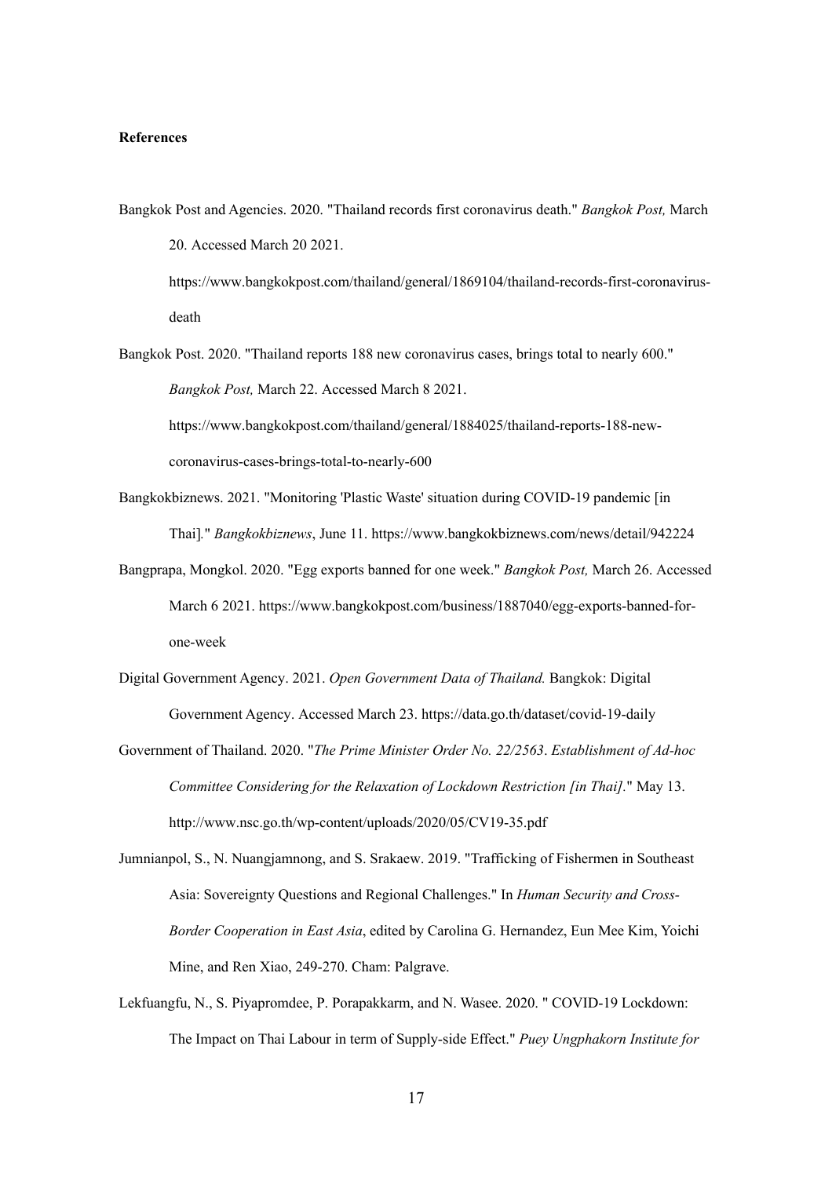**References**

Bangkok Post and Agencies. 2020. "Thailand records first coronavirus death." *Bangkok Post,* March 20. Accessed March 20 2021. https://www.bangkokpost.com/thailand/general/1869104/thailand-records-first-coronavirus-death

Bangkok Post. 2020. "Thailand reports 188 new coronavirus cases, brings total to nearly 600." *Bangkok Post,* March 22. Accessed March 8 2021. https://www.bangkokpost.com/thailand/general/1884025/thailand-reports-188-new-coronavirus-cases-brings-total-to-nearly-600

Bangkokbiznews. 2021. "Monitoring 'Plastic Waste' situation during COVID-19 pandemic [in Thai]." *Bangkokbiznews*, June 11. https://www.bangkokbiznews.com/news/detail/942224

Bangprapa, Mongkol. 2020. "Egg exports banned for one week." *Bangkok Post,* March 26. Accessed March 6 2021. https://www.bangkokpost.com/business/1887040/egg-exports-banned-for-one-week

Digital Government Agency. 2021. *Open Government Data of Thailand.* Bangkok: Digital Government Agency. Accessed March 23. https://data.go.th/dataset/covid-19-daily

Government of Thailand. 2020. "*The Prime Minister Order No. 22/2563*. *Establishment of Ad-hoc Committee Considering for the Relaxation of Lockdown Restriction [in Thai]*." May 13. http://www.nsc.go.th/wp-content/uploads/2020/05/CV19-35.pdf

Jumnianpol, S., N. Nuangjamnong, and S. Srakaew. 2019. "Trafficking of Fishermen in Southeast Asia: Sovereignty Questions and Regional Challenges." In *Human Security and Cross-Border Cooperation in East Asia*, edited by Carolina G. Hernandez, Eun Mee Kim, Yoichi Mine, and Ren Xiao, 249-270. Cham: Palgrave.

Lekfuangfu, N., S. Piyapromdee, P. Porapakkarm, and N. Wasee. 2020. " COVID-19 Lockdown: The Impact on Thai Labour in term of Supply-side Effect." *Puey Ungphakorn Institute for*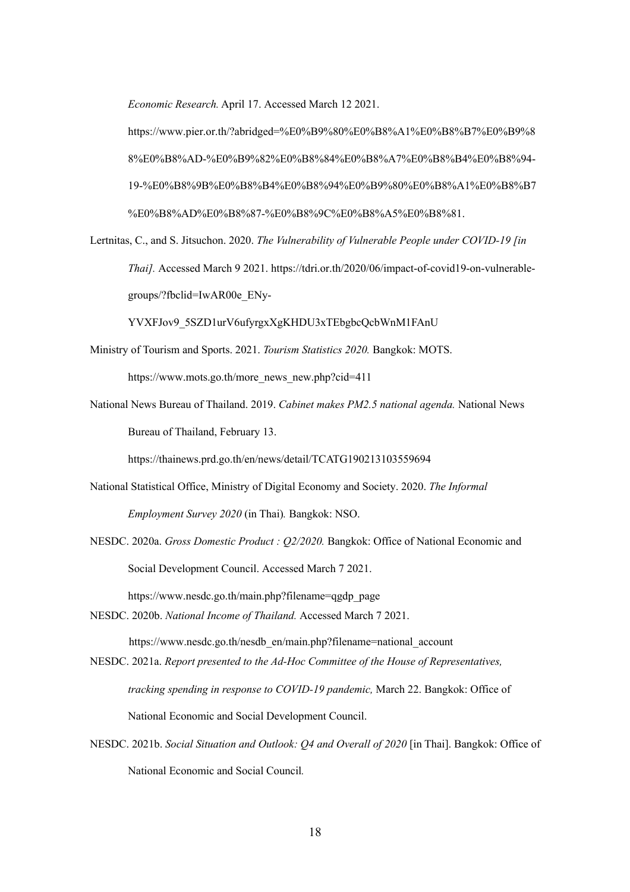*Economic Research.* April 17. Accessed March 12 2021. https://www.pier.or.th/?abridged=%E0%B9%80%E0%B8%A1%E0%B8%B7%E0%B9%88%E0%B8%AD-%E0%B9%82%E0%B8%84%E0%B8%A7%E0%B8%B4%E0%B8%94-19-%E0%B8%9B%E0%B8%B4%E0%B8%94%E0%B9%80%E0%B8%A1%E0%B8%B7%E0%B8%AD%E0%B8%87-%E0%B8%9C%E0%B8%A5%E0%B8%81.

Lertnitas, C., and S. Jitsuchon. 2020. *The Vulnerability of Vulnerable People under COVID-19 [in Thai].* Accessed March 9 2021. https://tdri.or.th/2020/06/impact-of-covid19-on-vulnerable-groups/?fbclid=IwAR00e_ENy-YVXFJov9_5SZD1urV6ufyrgxXgKHDU3xTEbgbcQcbWnM1FAnU

Ministry of Tourism and Sports. 2021. *Tourism Statistics 2020.* Bangkok: MOTS. https://www.mots.go.th/more_news_new.php?cid=411

National News Bureau of Thailand. 2019. *Cabinet makes PM2.5 national agenda.* National News Bureau of Thailand, February 13. https://thainews.prd.go.th/en/news/detail/TCATG190213103559694

National Statistical Office, Ministry of Digital Economy and Society. 2020. *The Informal Employment Survey 2020* (in Thai)*.* Bangkok: NSO.

NESDC. 2020a. *Gross Domestic Product : Q2/2020.* Bangkok: Office of National Economic and Social Development Council. Accessed March 7 2021. https://www.nesdc.go.th/main.php?filename=qgdp_page

NESDC. 2020b. *National Income of Thailand.* Accessed March 7 2021. https://www.nesdc.go.th/nesdb_en/main.php?filename=national_account

NESDC. 2021a. *Report presented to the Ad-Hoc Committee of the House of Representatives, tracking spending in response to COVID-19 pandemic,* March 22. Bangkok: Office of National Economic and Social Development Council.

NESDC. 2021b. *Social Situation and Outlook: Q4 and Overall of 2020* [in Thai]. Bangkok: Office of National Economic and Social Council*.*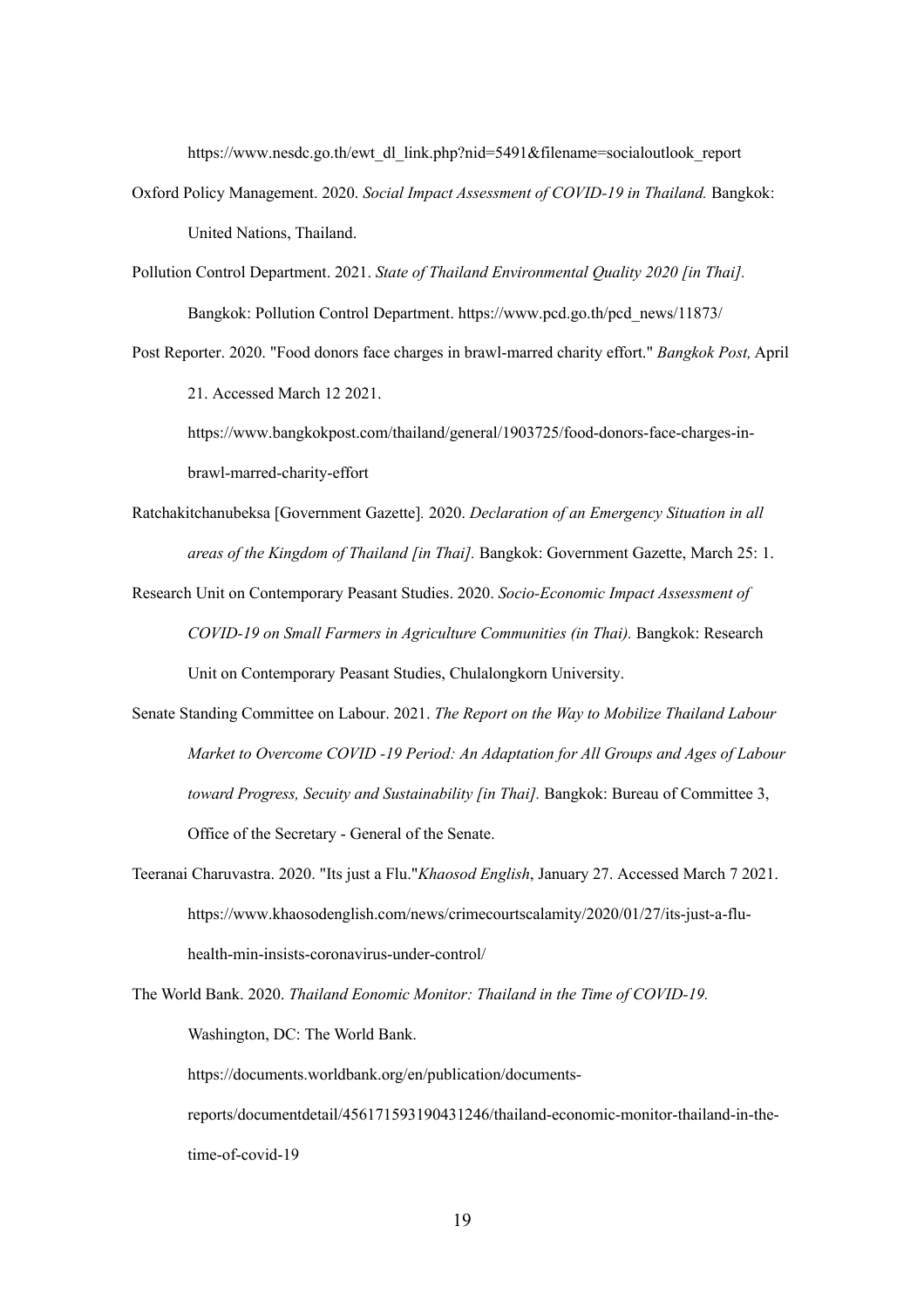https://www.nesdc.go.th/ewt_dl_link.php?nid=5491&filename=socialoutlook_report

Oxford Policy Management. 2020. *Social Impact Assessment of COVID-19 in Thailand.* Bangkok: United Nations, Thailand.

Pollution Control Department. 2021. *State of Thailand Environmental Quality 2020 [in Thai].* Bangkok: Pollution Control Department. https://www.pcd.go.th/pcd_news/11873/

Post Reporter. 2020. "Food donors face charges in brawl-marred charity effort." *Bangkok Post,* April 21. Accessed March 12 2021. https://www.bangkokpost.com/thailand/general/1903725/food-donors-face-charges-in-brawl-marred-charity-effort

Ratchakitchanubeksa [Government Gazette]. 2020. *Declaration of an Emergency Situation in all areas of the Kingdom of Thailand [in Thai].* Bangkok: Government Gazette, March 25: 1.

Research Unit on Contemporary Peasant Studies. 2020. *Socio-Economic Impact Assessment of COVID-19 on Small Farmers in Agriculture Communities (in Thai).* Bangkok: Research Unit on Contemporary Peasant Studies, Chulalongkorn University.

Senate Standing Committee on Labour. 2021. *The Report on the Way to Mobilize Thailand Labour Market to Overcome COVID -19 Period: An Adaptation for All Groups and Ages of Labour toward Progress, Secuity and Sustainability [in Thai].* Bangkok: Bureau of Committee 3, Office of the Secretary - General of the Senate.

Teeranai Charuvastra. 2020. "Its just a Flu."*Khaosod English*, January 27. Accessed March 7 2021. https://www.khaosodenglish.com/news/crimecourtscalamity/2020/01/27/its-just-a-flu-health-min-insists-coronavirus-under-control/

The World Bank. 2020. *Thailand Eonomic Monitor: Thailand in the Time of COVID-19.* Washington, DC: The World Bank. https://documents.worldbank.org/en/publication/documents-reports/documentdetail/456171593190431246/thailand-economic-monitor-thailand-in-the-time-of-covid-19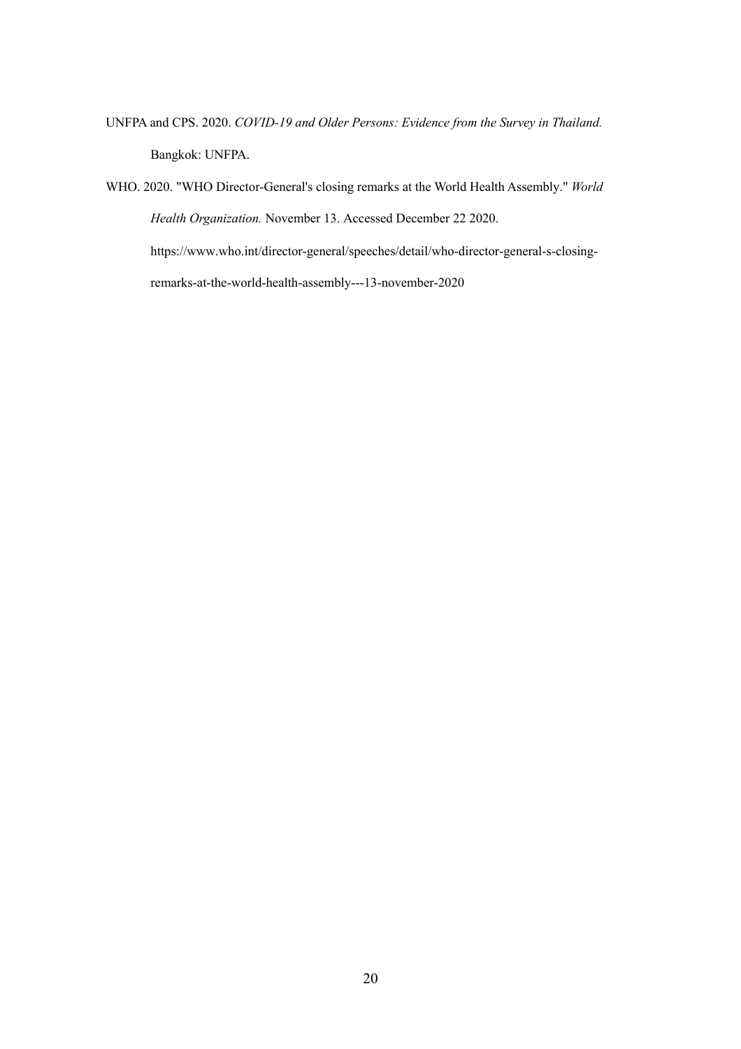UNFPA and CPS. 2020. *COVID-19 and Older Persons: Evidence from the Survey in Thailand.* Bangkok: UNFPA.

WHO. 2020. "WHO Director-General's closing remarks at the World Health Assembly." *World Health Organization.* November 13. Accessed December 22 2020. https://www.who.int/director-general/speeches/detail/who-director-general-s-closing-remarks-at-the-world-health-assembly---13-november-2020